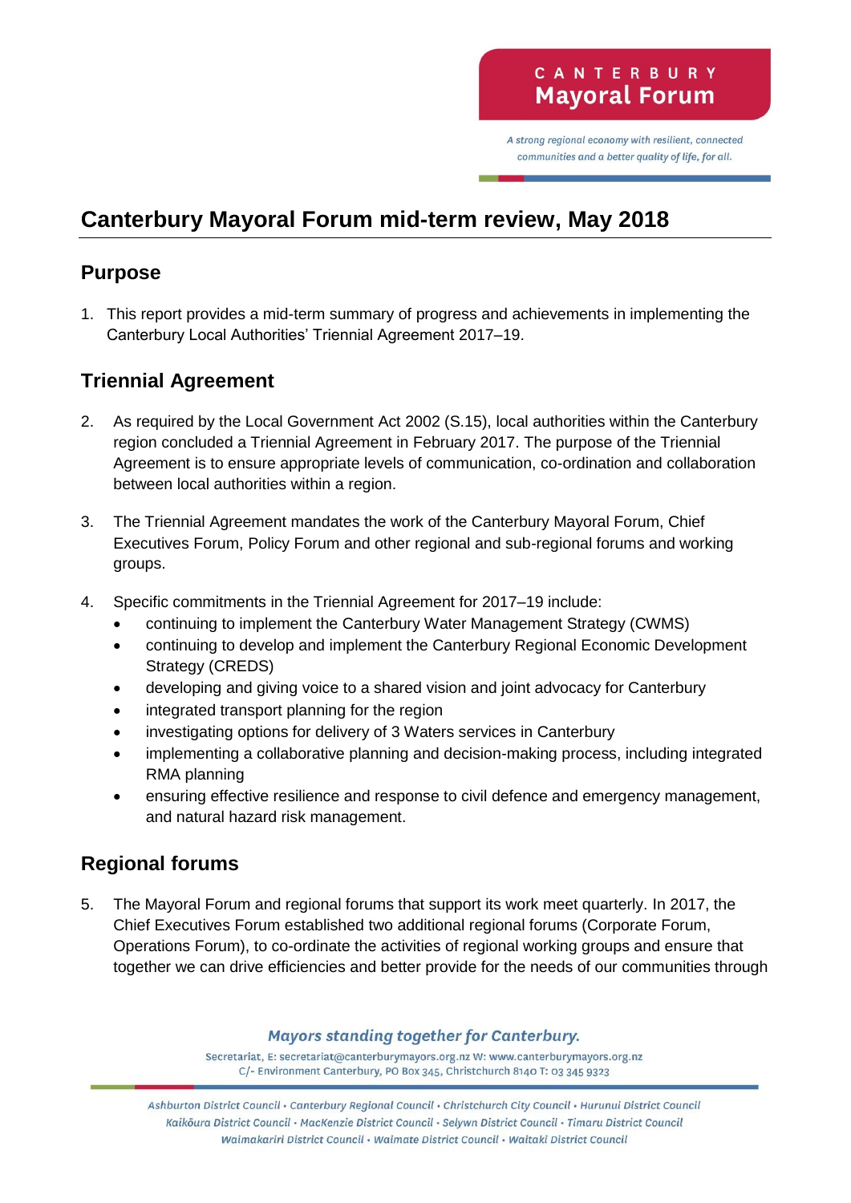# Canterbury Mayoral Forum mid-term review, May 2018

## Purpose

1. This report provides a mid-term summary of progress and achievements in implementing the Canterbury Local Authorities' Triennial Agreement 2017–19.

## Triennial Agreement

2. As required by the Local Government Act 2002 (S.15), local authorities within the Canterbury region concluded a Triennial Agreement in February 2017. The purpose of the Triennial Agreement is to ensure appropriate levels of communication, co-ordination and collaboration between local authorities within a region.

3. The Triennial Agreement mandates the work of the Canterbury Mayoral Forum, Chief Executives Forum, Policy Forum and other regional and sub-regional forums and working groups.

4. Specific commitments in the Triennial Agreement for 2017–19 include:
   - continuing to implement the Canterbury Water Management Strategy (CWMS)
   - continuing to develop and implement the Canterbury Regional Economic Development Strategy (CREDS)
   - developing and giving voice to a shared vision and joint advocacy for Canterbury
   - integrated transport planning for the region
   - investigating options for delivery of 3 Waters services in Canterbury
   - implementing a collaborative planning and decision-making process, including integrated RMA planning
   - ensuring effective resilience and response to civil defence and emergency management, and natural hazard risk management.

## Regional forums

5. The Mayoral Forum and regional forums that support its work meet quarterly. In 2017, the Chief Executives Forum established two additional regional forums (Corporate Forum, Operations Forum), to co-ordinate the activities of regional working groups and ensure that together we can drive efficiencies and better provide for the needs of our communities through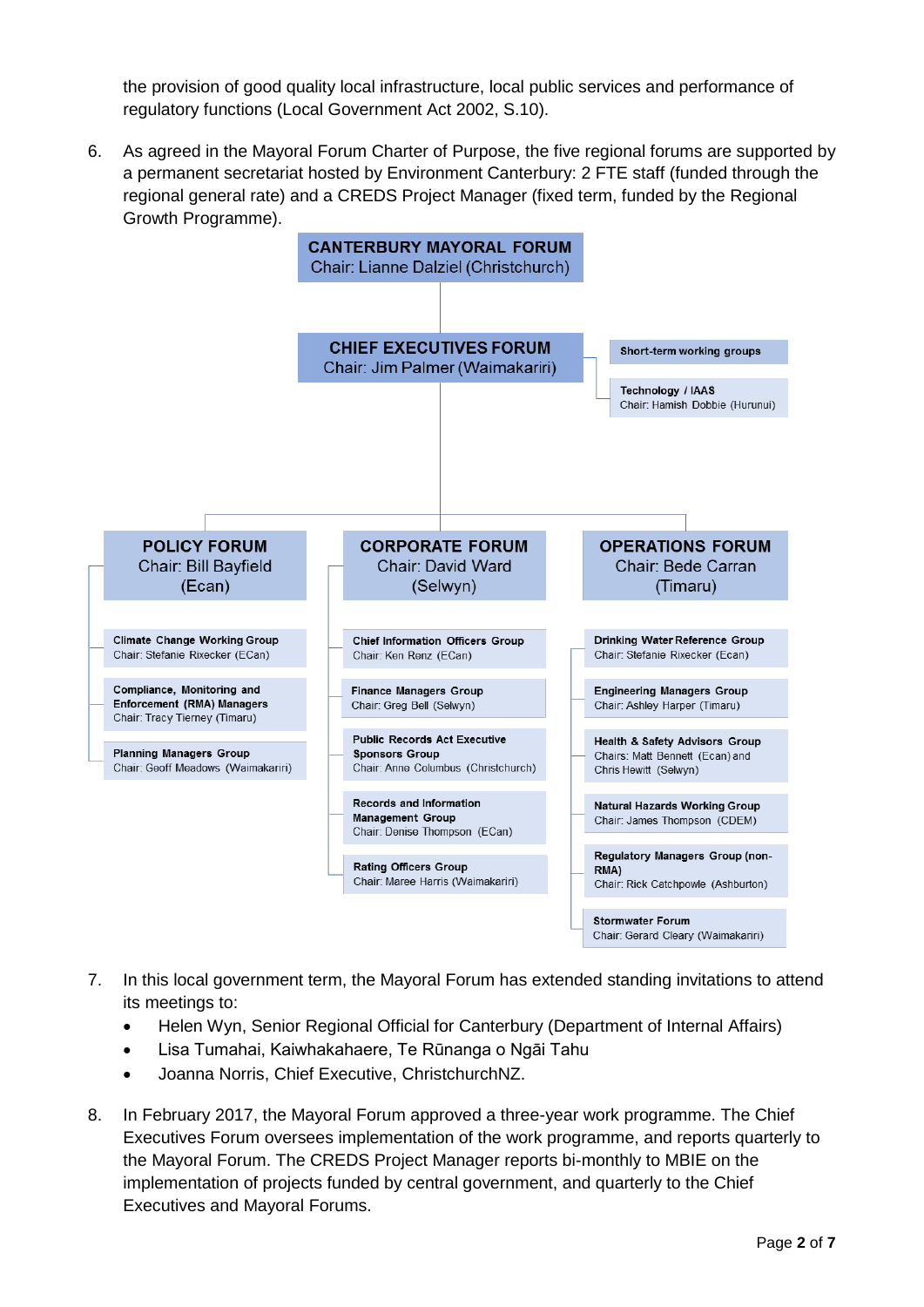the provision of good quality local infrastructure, local public services and performance of regulatory functions (Local Government Act 2002, S.10).

6. As agreed in the Mayoral Forum Charter of Purpose, the five regional forums are supported by a permanent secretariat hosted by Environment Canterbury: 2 FTE staff (funded through the regional general rate) and a CREDS Project Manager (fixed term, funded by the Regional Growth Programme).

**CANTERBURY MAYORAL FORUM**
Chair: Lianne Dalziel (Christchurch)

**CHIEF EXECUTIVES FORUM**
Chair: Jim Palmer (Waimakariri)

- Short-term working groups
- Technology / IAAS
  Chair: Hamish Dobbie (Hurunui)

**POLICY FORUM**
Chair: Bill Bayfield (Ecan)

- Climate Change Working Group
  Chair: Stefanie Rixecker (ECan)
- Compliance, Monitoring and Enforcement (RMA) Managers
  Chair: Tracy Tierney (Timaru)
- Planning Managers Group
  Chair: Geoff Meadows (Waimakariri)

**CORPORATE FORUM**
Chair: David Ward (Selwyn)

- Chief Information Officers Group
  Chair: Ken Renz (ECan)
- Finance Managers Group
  Chair: Greg Bell (Selwyn)
- Public Records Act Executive Sponsors Group
  Chair: Anne Columbus (Christchurch)
- Records and Information Management Group
  Chair: Denise Thompson (ECan)
- Rating Officers Group
  Chair: Maree Harris (Waimakariri)

**OPERATIONS FORUM**
Chair: Bede Carran (Timaru)

- Drinking Water Reference Group
  Chair: Stefanie Rixecker (Ecan)
- Engineering Managers Group
  Chair: Ashley Harper (Timaru)
- Health & Safety Advisors Group
  Chairs: Matt Bennett (Ecan) and Chris Hewitt (Selwyn)
- Natural Hazards Working Group
  Chair: James Thompson (CDEM)
- Regulatory Managers Group (non-RMA)
  Chair: Rick Catchpowle (Ashburton)
- Stormwater Forum
  Chair: Gerard Cleary (Waimakariri)

7. In this local government term, the Mayoral Forum has extended standing invitations to attend its meetings to:
   - Helen Wyn, Senior Regional Official for Canterbury (Department of Internal Affairs)
   - Lisa Tumahai, Kaiwhakahaere, Te Rūnanga o Ngāi Tahu
   - Joanna Norris, Chief Executive, ChristchurchNZ.

8. In February 2017, the Mayoral Forum approved a three-year work programme. The Chief Executives Forum oversees implementation of the work programme, and reports quarterly to the Mayoral Forum. The CREDS Project Manager reports bi-monthly to MBIE on the implementation of projects funded by central government, and quarterly to the Chief Executives and Mayoral Forums.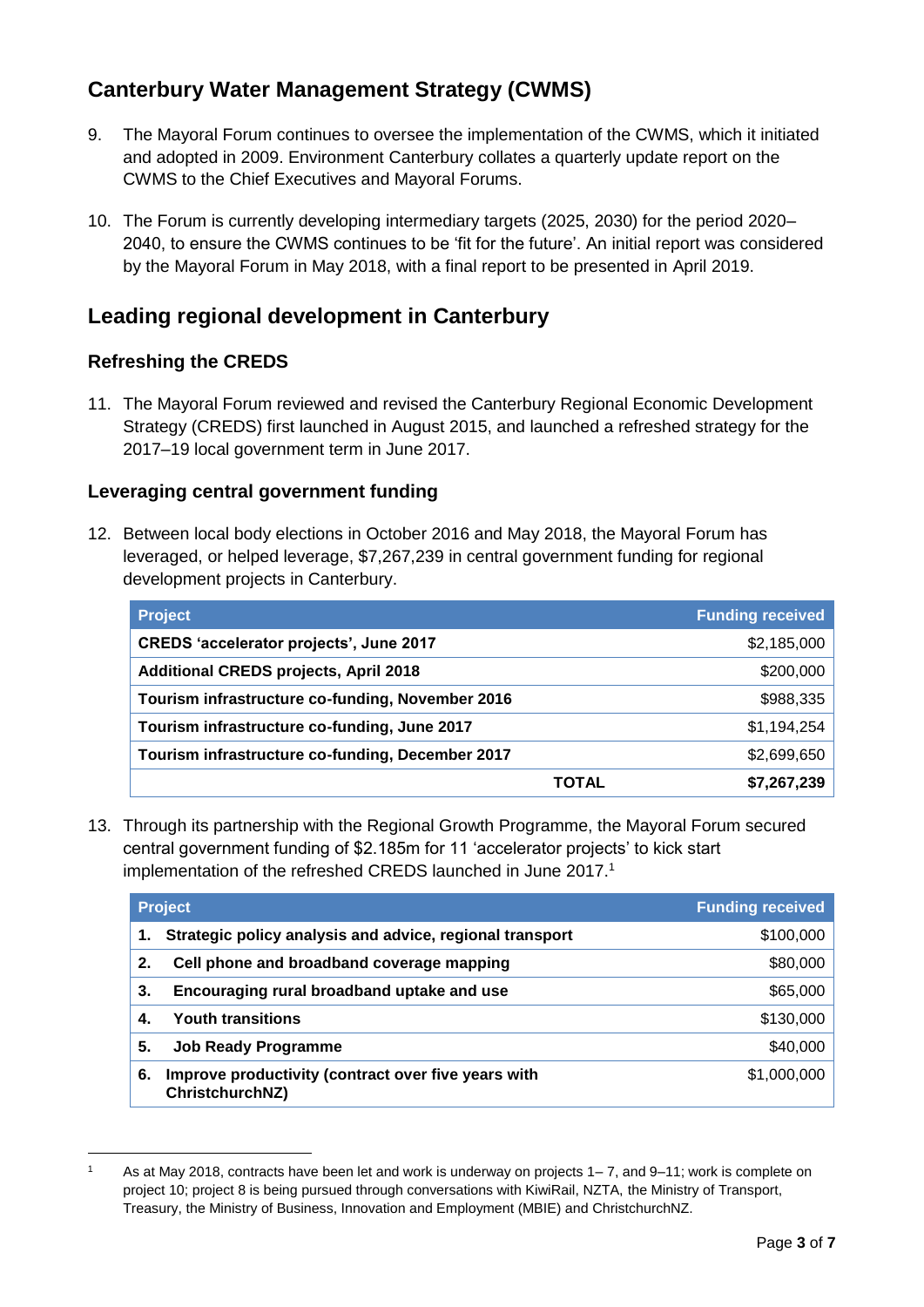## Canterbury Water Management Strategy (CWMS)

9. The Mayoral Forum continues to oversee the implementation of the CWMS, which it initiated and adopted in 2009. Environment Canterbury collates a quarterly update report on the CWMS to the Chief Executives and Mayoral Forums.

10. The Forum is currently developing intermediary targets (2025, 2030) for the period 2020–2040, to ensure the CWMS continues to be 'fit for the future'. An initial report was considered by the Mayoral Forum in May 2018, with a final report to be presented in April 2019.

## Leading regional development in Canterbury

### Refreshing the CREDS

11. The Mayoral Forum reviewed and revised the Canterbury Regional Economic Development Strategy (CREDS) first launched in August 2015, and launched a refreshed strategy for the 2017–19 local government term in June 2017.

### Leveraging central government funding

12. Between local body elections in October 2016 and May 2018, the Mayoral Forum has leveraged, or helped leverage, $7,267,239 in central government funding for regional development projects in Canterbury.

| Project | Funding received |
|---|---|
| **CREDS 'accelerator projects', June 2017** | $2,185,000 |
| **Additional CREDS projects, April 2018** | $200,000 |
| **Tourism infrastructure co-funding, November 2016** | $988,335 |
| **Tourism infrastructure co-funding, June 2017** | $1,194,254 |
| **Tourism infrastructure co-funding, December 2017** | $2,699,650 |
| **TOTAL** | **$7,267,239** |

13. Through its partnership with the Regional Growth Programme, the Mayoral Forum secured central government funding of $2.185m for 11 'accelerator projects' to kick start implementation of the refreshed CREDS launched in June 2017.[1]

| Project | Funding received |
|---|---|
| **1. Strategic policy analysis and advice, regional transport** | $100,000 |
| **2. Cell phone and broadband coverage mapping** | $80,000 |
| **3. Encouraging rural broadband uptake and use** | $65,000 |
| **4. Youth transitions** | $130,000 |
| **5. Job Ready Programme** | $40,000 |
| **6. Improve productivity (contract over five years with ChristchurchNZ)** | $1,000,000 |

[1] As at May 2018, contracts have been let and work is underway on projects 1– 7, and 9–11; work is complete on project 10; project 8 is being pursued through conversations with KiwiRail, NZTA, the Ministry of Transport, Treasury, the Ministry of Business, Innovation and Employment (MBIE) and ChristchurchNZ.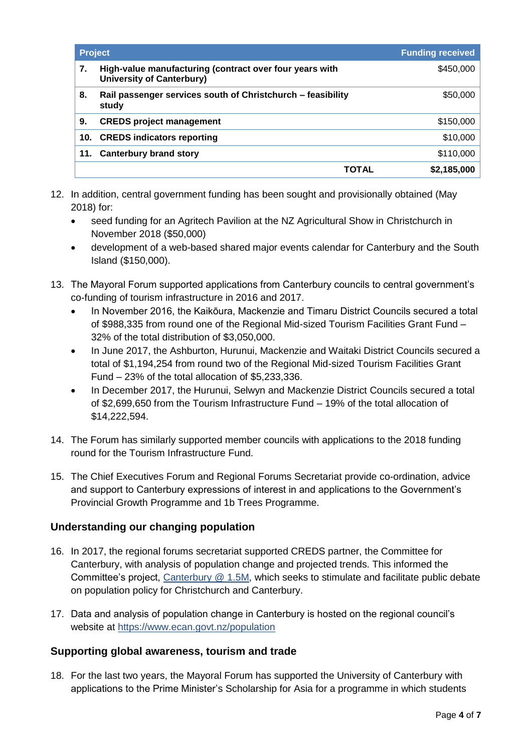| Project | | Funding received |
|---|---|---|
| 7. | **High-value manufacturing (contract over four years with University of Canterbury)** | $450,000 |
| 8. | **Rail passenger services south of Christchurch – feasibility study** | $50,000 |
| 9. | **CREDS project management** | $150,000 |
| 10. | **CREDS indicators reporting** | $10,000 |
| 11. | **Canterbury brand story** | $110,000 |
| | **TOTAL** | **$2,185,000** |

12. In addition, central government funding has been sought and provisionally obtained (May 2018) for:
    - seed funding for an Agritech Pavilion at the NZ Agricultural Show in Christchurch in November 2018 ($50,000)
    - development of a web-based shared major events calendar for Canterbury and the South Island ($150,000).

13. The Mayoral Forum supported applications from Canterbury councils to central government's co-funding of tourism infrastructure in 2016 and 2017.
    - In November 2016, the Kaikōura, Mackenzie and Timaru District Councils secured a total of $988,335 from round one of the Regional Mid-sized Tourism Facilities Grant Fund – 32% of the total distribution of $3,050,000.
    - In June 2017, the Ashburton, Hurunui, Mackenzie and Waitaki District Councils secured a total of $1,194,254 from round two of the Regional Mid-sized Tourism Facilities Grant Fund – 23% of the total allocation of $5,233,336.
    - In December 2017, the Hurunui, Selwyn and Mackenzie District Councils secured a total of $2,699,650 from the Tourism Infrastructure Fund – 19% of the total allocation of $14,222,594.

14. The Forum has similarly supported member councils with applications to the 2018 funding round for the Tourism Infrastructure Fund.

15. The Chief Executives Forum and Regional Forums Secretariat provide co-ordination, advice and support to Canterbury expressions of interest in and applications to the Government's Provincial Growth Programme and 1b Trees Programme.

## Understanding our changing population

16. In 2017, the regional forums secretariat supported CREDS partner, the Committee for Canterbury, with analysis of population change and projected trends. This informed the Committee's project, Canterbury @ 1.5M, which seeks to stimulate and facilitate public debate on population policy for Christchurch and Canterbury.

17. Data and analysis of population change in Canterbury is hosted on the regional council's website at https://www.ecan.govt.nz/population

## Supporting global awareness, tourism and trade

18. For the last two years, the Mayoral Forum has supported the University of Canterbury with applications to the Prime Minister's Scholarship for Asia for a programme in which students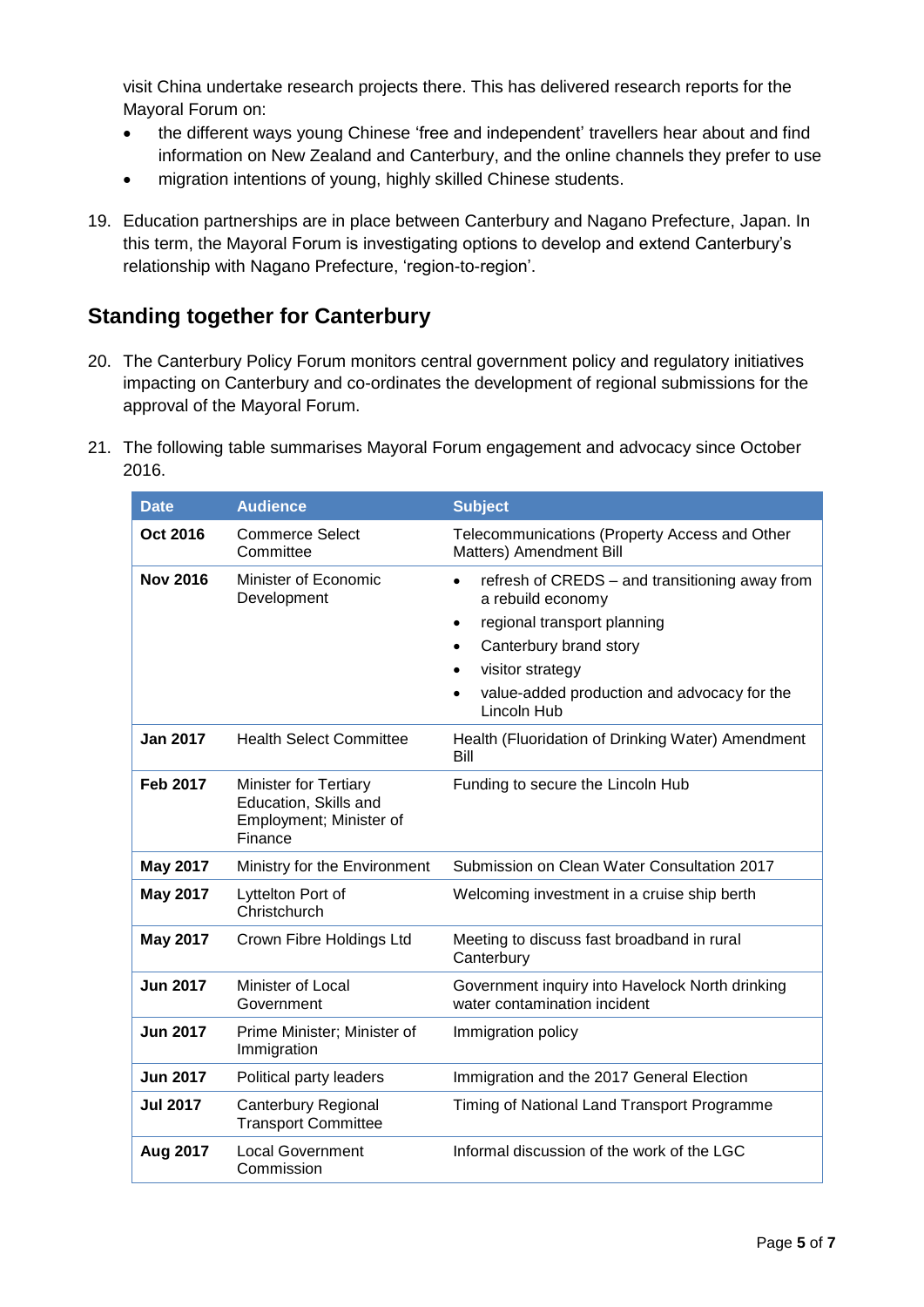visit China undertake research projects there. This has delivered research reports for the Mayoral Forum on:

- the different ways young Chinese 'free and independent' travellers hear about and find information on New Zealand and Canterbury, and the online channels they prefer to use
- migration intentions of young, highly skilled Chinese students.

19. Education partnerships are in place between Canterbury and Nagano Prefecture, Japan. In this term, the Mayoral Forum is investigating options to develop and extend Canterbury's relationship with Nagano Prefecture, 'region-to-region'.

## Standing together for Canterbury

20. The Canterbury Policy Forum monitors central government policy and regulatory initiatives impacting on Canterbury and co-ordinates the development of regional submissions for the approval of the Mayoral Forum.

21. The following table summarises Mayoral Forum engagement and advocacy since October 2016.

| Date | Audience | Subject |
|---|---|---|
| **Oct 2016** | Commerce Select Committee | Telecommunications (Property Access and Other Matters) Amendment Bill |
| **Nov 2016** | Minister of Economic Development | • refresh of CREDS – and transitioning away from a rebuild economy<br>• regional transport planning<br>• Canterbury brand story<br>• visitor strategy<br>• value-added production and advocacy for the Lincoln Hub |
| **Jan 2017** | Health Select Committee | Health (Fluoridation of Drinking Water) Amendment Bill |
| **Feb 2017** | Minister for Tertiary Education, Skills and Employment; Minister of Finance | Funding to secure the Lincoln Hub |
| **May 2017** | Ministry for the Environment | Submission on Clean Water Consultation 2017 |
| **May 2017** | Lyttelton Port of Christchurch | Welcoming investment in a cruise ship berth |
| **May 2017** | Crown Fibre Holdings Ltd | Meeting to discuss fast broadband in rural Canterbury |
| **Jun 2017** | Minister of Local Government | Government inquiry into Havelock North drinking water contamination incident |
| **Jun 2017** | Prime Minister; Minister of Immigration | Immigration policy |
| **Jun 2017** | Political party leaders | Immigration and the 2017 General Election |
| **Jul 2017** | Canterbury Regional Transport Committee | Timing of National Land Transport Programme |
| **Aug 2017** | Local Government Commission | Informal discussion of the work of the LGC |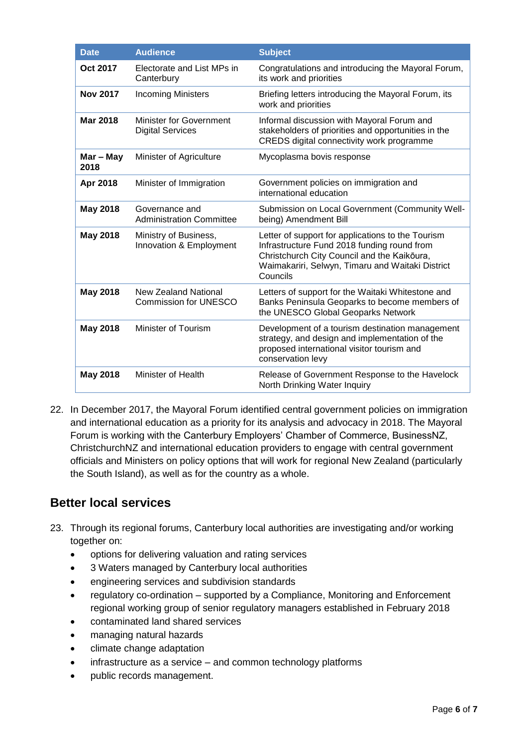| Date | Audience | Subject |
|---|---|---|
| **Oct 2017** | Electorate and List MPs in Canterbury | Congratulations and introducing the Mayoral Forum, its work and priorities |
| **Nov 2017** | Incoming Ministers | Briefing letters introducing the Mayoral Forum, its work and priorities |
| **Mar 2018** | Minister for Government Digital Services | Informal discussion with Mayoral Forum and stakeholders of priorities and opportunities in the CREDS digital connectivity work programme |
| **Mar – May 2018** | Minister of Agriculture | Mycoplasma bovis response |
| **Apr 2018** | Minister of Immigration | Government policies on immigration and international education |
| **May 2018** | Governance and Administration Committee | Submission on Local Government (Community Well-being) Amendment Bill |
| **May 2018** | Ministry of Business, Innovation & Employment | Letter of support for applications to the Tourism Infrastructure Fund 2018 funding round from Christchurch City Council and the Kaikōura, Waimakariri, Selwyn, Timaru and Waitaki District Councils |
| **May 2018** | New Zealand National Commission for UNESCO | Letters of support for the Waitaki Whitestone and Banks Peninsula Geoparks to become members of the UNESCO Global Geoparks Network |
| **May 2018** | Minister of Tourism | Development of a tourism destination management strategy, and design and implementation of the proposed international visitor tourism and conservation levy |
| **May 2018** | Minister of Health | Release of Government Response to the Havelock North Drinking Water Inquiry |

22. In December 2017, the Mayoral Forum identified central government policies on immigration and international education as a priority for its analysis and advocacy in 2018. The Mayoral Forum is working with the Canterbury Employers' Chamber of Commerce, BusinessNZ, ChristchurchNZ and international education providers to engage with central government officials and Ministers on policy options that will work for regional New Zealand (particularly the South Island), as well as for the country as a whole.

## Better local services

23. Through its regional forums, Canterbury local authorities are investigating and/or working together on:
    - options for delivering valuation and rating services
    - 3 Waters managed by Canterbury local authorities
    - engineering services and subdivision standards
    - regulatory co-ordination – supported by a Compliance, Monitoring and Enforcement regional working group of senior regulatory managers established in February 2018
    - contaminated land shared services
    - managing natural hazards
    - climate change adaptation
    - infrastructure as a service – and common technology platforms
    - public records management.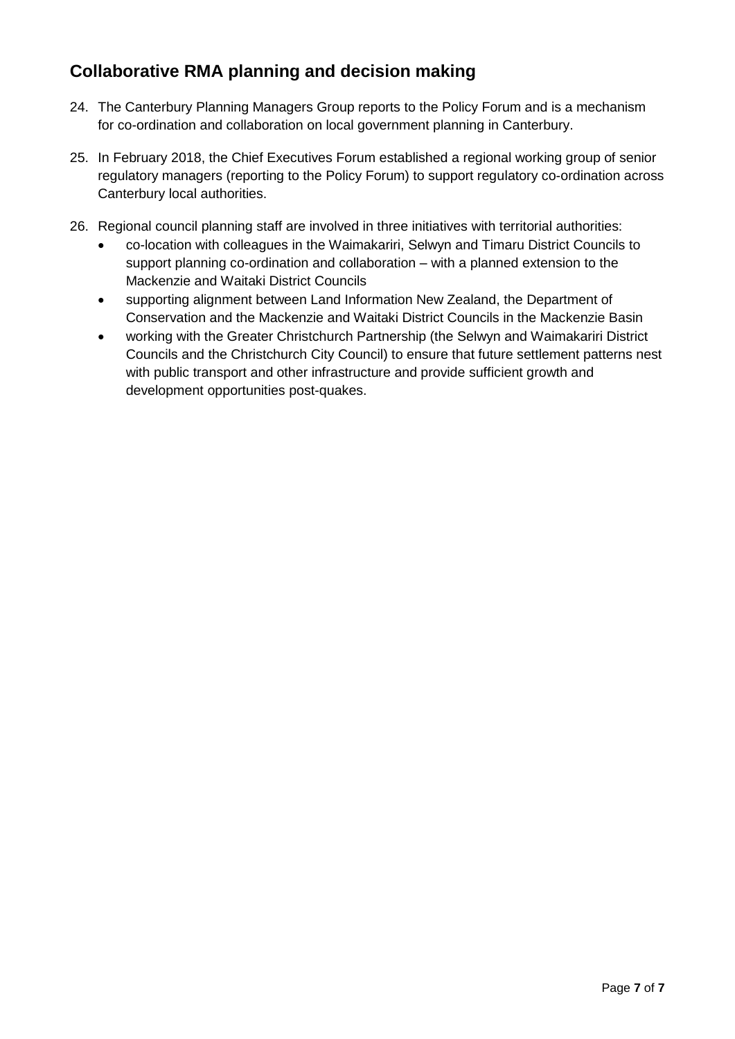## Collaborative RMA planning and decision making

24. The Canterbury Planning Managers Group reports to the Policy Forum and is a mechanism for co-ordination and collaboration on local government planning in Canterbury.

25. In February 2018, the Chief Executives Forum established a regional working group of senior regulatory managers (reporting to the Policy Forum) to support regulatory co-ordination across Canterbury local authorities.

26. Regional council planning staff are involved in three initiatives with territorial authorities:
    - co-location with colleagues in the Waimakariri, Selwyn and Timaru District Councils to support planning co-ordination and collaboration – with a planned extension to the Mackenzie and Waitaki District Councils
    - supporting alignment between Land Information New Zealand, the Department of Conservation and the Mackenzie and Waitaki District Councils in the Mackenzie Basin
    - working with the Greater Christchurch Partnership (the Selwyn and Waimakariri District Councils and the Christchurch City Council) to ensure that future settlement patterns nest with public transport and other infrastructure and provide sufficient growth and development opportunities post-quakes.